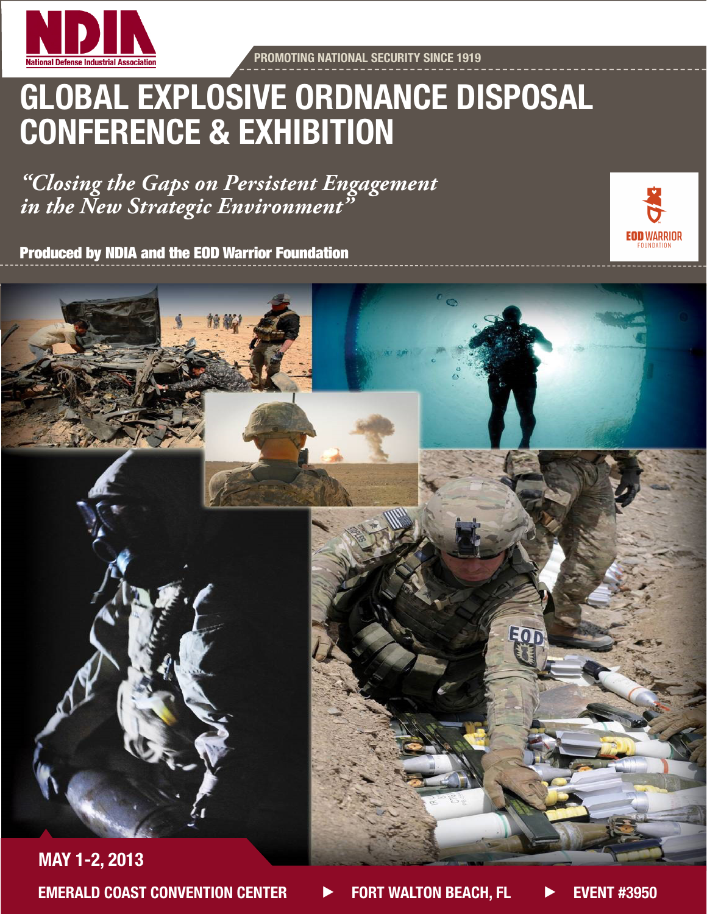NDIA

National Defense Industrial Association

PROMOTING NATIONAL SECURITY SINCE 1919

# GLOBAL EXPLOSIVE ORDNANCE DISPOSAL CONFERENCE & EXHIBITION

*"Closing the Gaps on Persistent Engagement in the New Strategic Environment"*

**Produced by NDIA and the EOD Warrior Foundation**

EOD WARRIOR FOUNDATION

## MAY 1-2, 2013

**EMERALD COAST CONVENTION CENTER ▶ FORT WALTON BEACH, FL ▶ EVENT #3950**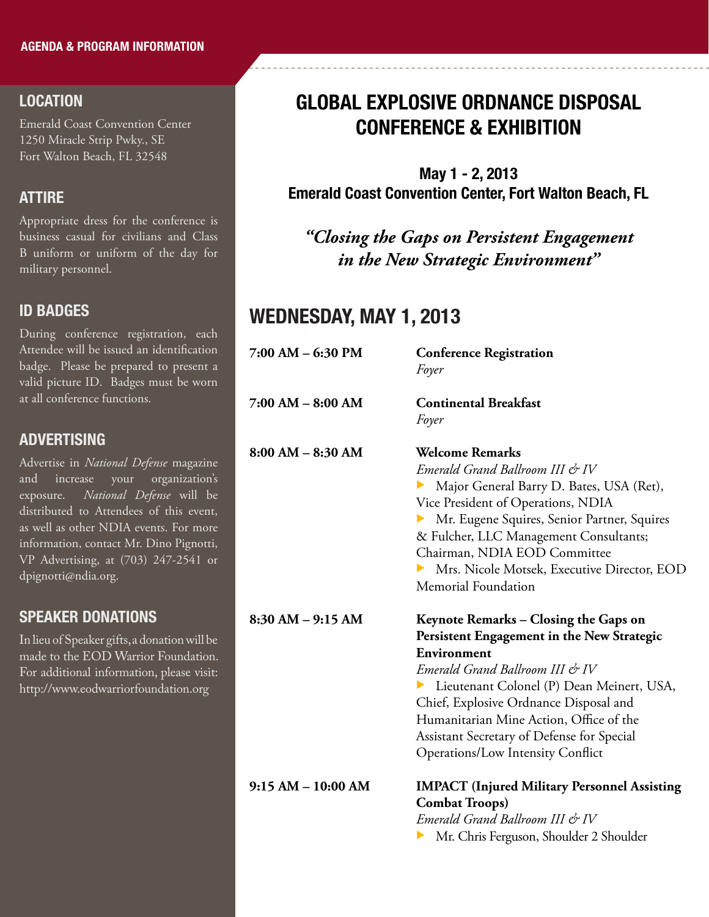AGENDA & PROGRAM INFORMATION

## LOCATION

Emerald Coast Convention Center
1250 Miracle Strip Pwky., SE
Fort Walton Beach, FL 32548

## ATTIRE

Appropriate dress for the conference is business casual for civilians and Class B uniform or uniform of the day for military personnel.

## ID BADGES

During conference registration, each Attendee will be issued an identification badge. Please be prepared to present a valid picture ID. Badges must be worn at all conference functions.

## ADVERTISING

Advertise in *National Defense* magazine and increase your organization's exposure. *National Defense* will be distributed to Attendees of this event, as well as other NDIA events. For more information, contact Mr. Dino Pignotti, VP Advertising, at (703) 247-2541 or dpignotti@ndia.org.

## SPEAKER DONATIONS

In lieu of Speaker gifts, a donation will be made to the EOD Warrior Foundation. For additional information, please visit: http://www.eodwarriorfoundation.org

# GLOBAL EXPLOSIVE ORDNANCE DISPOSAL CONFERENCE & EXHIBITION

**May 1 - 2, 2013**
**Emerald Coast Convention Center, Fort Walton Beach, FL**

***"Closing the Gaps on Persistent Engagement in the New Strategic Environment"***

## WEDNESDAY, MAY 1, 2013

**7:00 AM – 6:30 PM**
**Conference Registration**
*Foyer*

**7:00 AM – 8:00 AM**
**Continental Breakfast**
*Foyer*

**8:00 AM – 8:30 AM**
**Welcome Remarks**
*Emerald Grand Ballroom III & IV*
- Major General Barry D. Bates, USA (Ret), Vice President of Operations, NDIA
- Mr. Eugene Squires, Senior Partner, Squires & Fulcher, LLC Management Consultants; Chairman, NDIA EOD Committee
- Mrs. Nicole Motsek, Executive Director, EOD Memorial Foundation

**8:30 AM – 9:15 AM**
**Keynote Remarks – Closing the Gaps on Persistent Engagement in the New Strategic Environment**
*Emerald Grand Ballroom III & IV*
- Lieutenant Colonel (P) Dean Meinert, USA, Chief, Explosive Ordnance Disposal and Humanitarian Mine Action, Office of the Assistant Secretary of Defense for Special Operations/Low Intensity Conflict

**9:15 AM – 10:00 AM**
**IMPACT (Injured Military Personnel Assisting Combat Troops)**
*Emerald Grand Ballroom III & IV*
- Mr. Chris Ferguson, Shoulder 2 Shoulder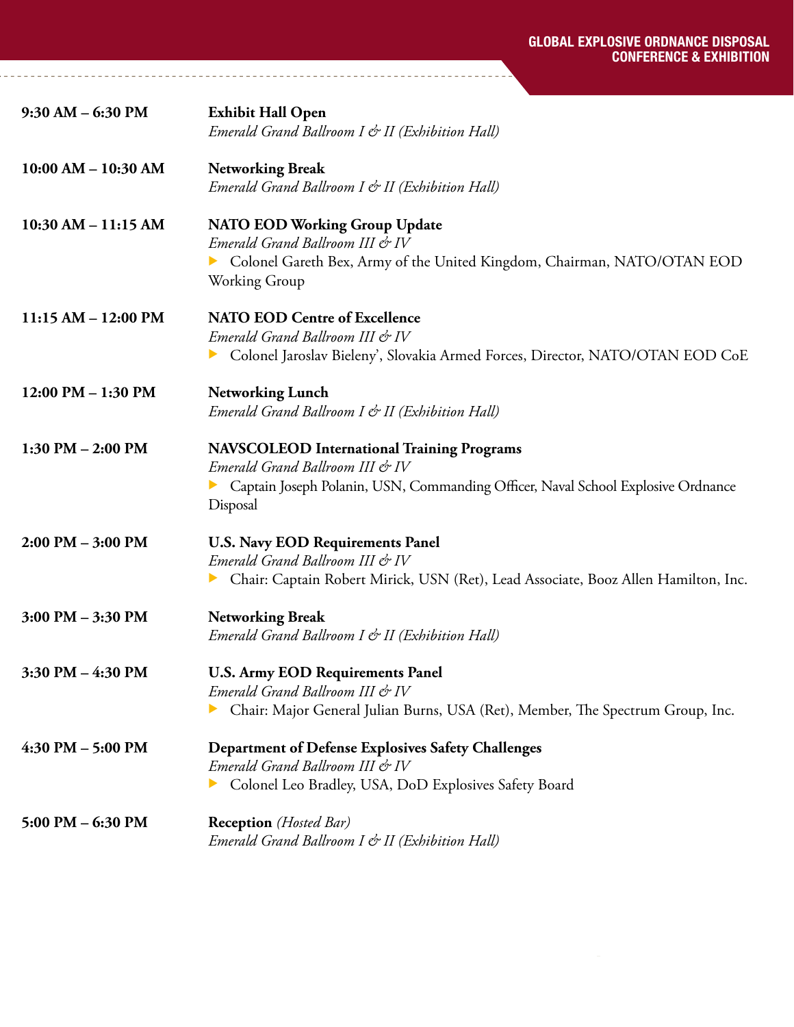**9:30 AM – 6:30 PM** — **Exhibit Hall Open**
*Emerald Grand Ballroom I & II (Exhibition Hall)*

**10:00 AM – 10:30 AM** — **Networking Break**
*Emerald Grand Ballroom I & II (Exhibition Hall)*

**10:30 AM – 11:15 AM** — **NATO EOD Working Group Update**
*Emerald Grand Ballroom III & IV*

- Colonel Gareth Bex, Army of the United Kingdom, Chairman, NATO/OTAN EOD Working Group

**11:15 AM – 12:00 PM** — **NATO EOD Centre of Excellence**
*Emerald Grand Ballroom III & IV*

- Colonel Jaroslav Bieleny', Slovakia Armed Forces, Director, NATO/OTAN EOD CoE

**12:00 PM – 1:30 PM** — **Networking Lunch**
*Emerald Grand Ballroom I & II (Exhibition Hall)*

**1:30 PM – 2:00 PM** — **NAVSCOLEOD International Training Programs**
*Emerald Grand Ballroom III & IV*

- Captain Joseph Polanin, USN, Commanding Officer, Naval School Explosive Ordnance Disposal

**2:00 PM – 3:00 PM** — **U.S. Navy EOD Requirements Panel**
*Emerald Grand Ballroom III & IV*

- Chair: Captain Robert Mirick, USN (Ret), Lead Associate, Booz Allen Hamilton, Inc.

**3:00 PM – 3:30 PM** — **Networking Break**
*Emerald Grand Ballroom I & II (Exhibition Hall)*

**3:30 PM – 4:30 PM** — **U.S. Army EOD Requirements Panel**
*Emerald Grand Ballroom III & IV*

- Chair: Major General Julian Burns, USA (Ret), Member, The Spectrum Group, Inc.

**4:30 PM – 5:00 PM** — **Department of Defense Explosives Safety Challenges**
*Emerald Grand Ballroom III & IV*

- Colonel Leo Bradley, USA, DoD Explosives Safety Board

**5:00 PM – 6:30 PM** — **Reception** *(Hosted Bar)*
*Emerald Grand Ballroom I & II (Exhibition Hall)*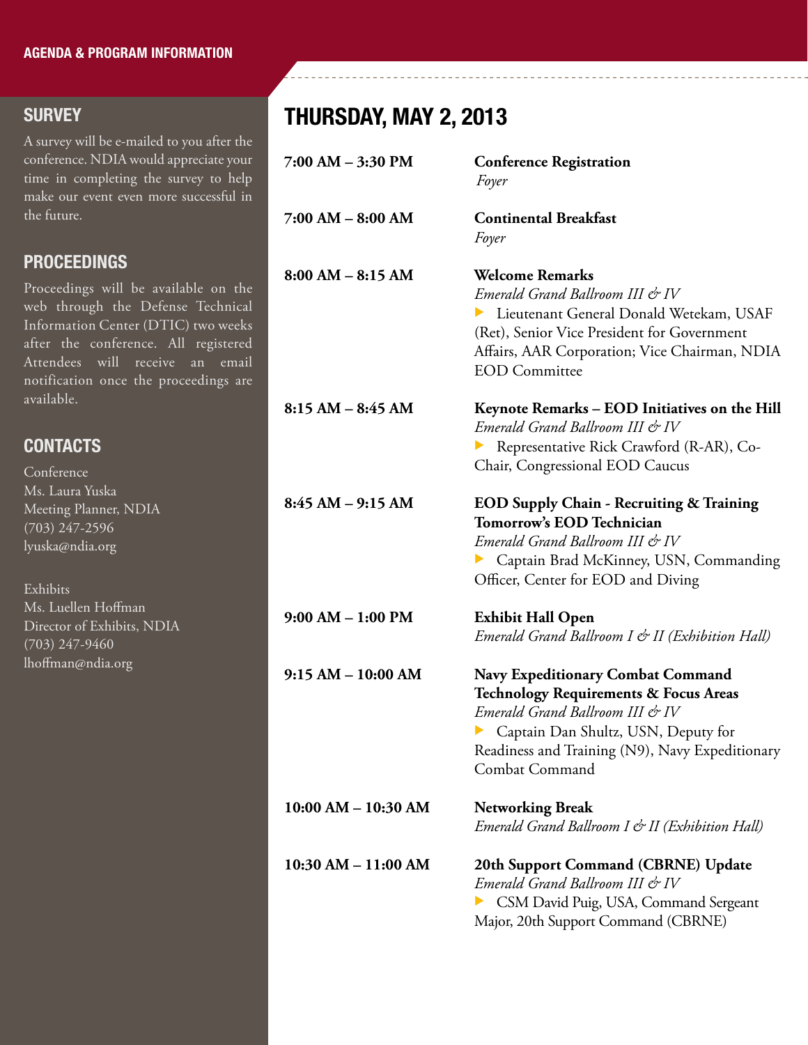## SURVEY

A survey will be e-mailed to you after the conference. NDIA would appreciate your time in completing the survey to help make our event even more successful in the future.

## PROCEEDINGS

Proceedings will be available on the web through the Defense Technical Information Center (DTIC) two weeks after the conference. All registered Attendees will receive an email notification once the proceedings are available.

## CONTACTS

Conference
Ms. Laura Yuska
Meeting Planner, NDIA
(703) 247-2596
lyuska@ndia.org

Exhibits
Ms. Luellen Hoffman
Director of Exhibits, NDIA
(703) 247-9460
lhoffman@ndia.org

# THURSDAY, MAY 2, 2013

**7:00 AM – 3:30 PM**
**Conference Registration**
*Foyer*

**7:00 AM – 8:00 AM**
**Continental Breakfast**
*Foyer*

**8:00 AM – 8:15 AM**
**Welcome Remarks**
*Emerald Grand Ballroom III & IV*
- Lieutenant General Donald Wetekam, USAF (Ret), Senior Vice President for Government Affairs, AAR Corporation; Vice Chairman, NDIA EOD Committee

**8:15 AM – 8:45 AM**
**Keynote Remarks – EOD Initiatives on the Hill**
*Emerald Grand Ballroom III & IV*
- Representative Rick Crawford (R-AR), Co-Chair, Congressional EOD Caucus

**8:45 AM – 9:15 AM**
**EOD Supply Chain - Recruiting & Training Tomorrow's EOD Technician**
*Emerald Grand Ballroom III & IV*
- Captain Brad McKinney, USN, Commanding Officer, Center for EOD and Diving

**9:00 AM – 1:00 PM**
**Exhibit Hall Open**
*Emerald Grand Ballroom I & II (Exhibition Hall)*

**9:15 AM – 10:00 AM**
**Navy Expeditionary Combat Command Technology Requirements & Focus Areas**
*Emerald Grand Ballroom III & IV*
- Captain Dan Shultz, USN, Deputy for Readiness and Training (N9), Navy Expeditionary Combat Command

**10:00 AM – 10:30 AM**
**Networking Break**
*Emerald Grand Ballroom I & II (Exhibition Hall)*

**10:30 AM – 11:00 AM**
**20th Support Command (CBRNE) Update**
*Emerald Grand Ballroom III & IV*
- CSM David Puig, USA, Command Sergeant Major, 20th Support Command (CBRNE)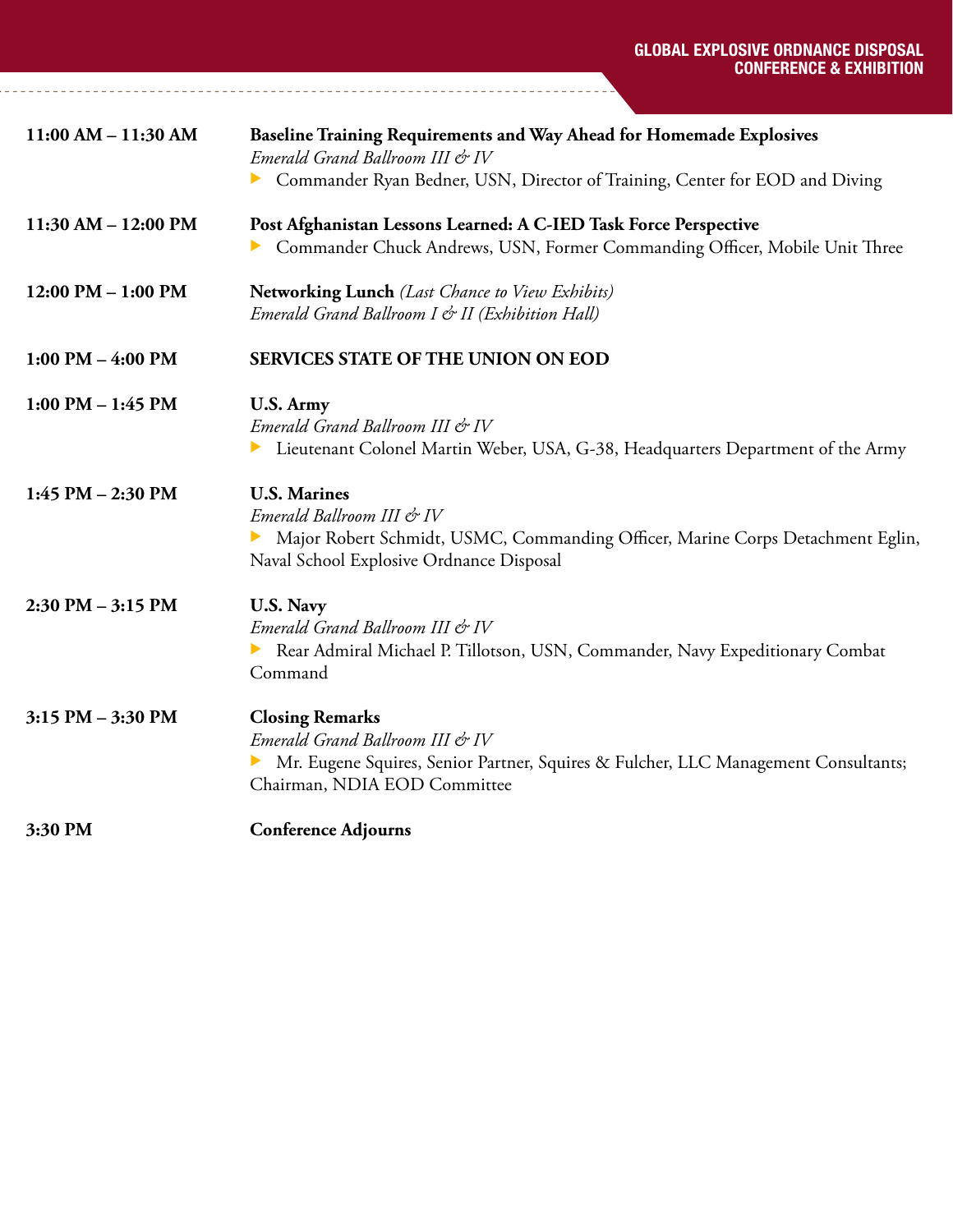**11:00 AM – 11:30 AM** **Baseline Training Requirements and Way Ahead for Homemade Explosives**
*Emerald Grand Ballroom III & IV*
- Commander Ryan Bedner, USN, Director of Training, Center for EOD and Diving

**11:30 AM – 12:00 PM** **Post Afghanistan Lessons Learned: A C-IED Task Force Perspective**
- Commander Chuck Andrews, USN, Former Commanding Officer, Mobile Unit Three

**12:00 PM – 1:00 PM** **Networking Lunch** *(Last Chance to View Exhibits)*
*Emerald Grand Ballroom I & II (Exhibition Hall)*

**1:00 PM – 4:00 PM** **SERVICES STATE OF THE UNION ON EOD**

**1:00 PM – 1:45 PM** **U.S. Army**
*Emerald Grand Ballroom III & IV*
- Lieutenant Colonel Martin Weber, USA, G-38, Headquarters Department of the Army

**1:45 PM – 2:30 PM** **U.S. Marines**
*Emerald Ballroom III & IV*
- Major Robert Schmidt, USMC, Commanding Officer, Marine Corps Detachment Eglin, Naval School Explosive Ordnance Disposal

**2:30 PM – 3:15 PM** **U.S. Navy**
*Emerald Grand Ballroom III & IV*
- Rear Admiral Michael P. Tillotson, USN, Commander, Navy Expeditionary Combat Command

**3:15 PM – 3:30 PM** **Closing Remarks**
*Emerald Grand Ballroom III & IV*
- Mr. Eugene Squires, Senior Partner, Squires & Fulcher, LLC Management Consultants; Chairman, NDIA EOD Committee

**3:30 PM** **Conference Adjourns**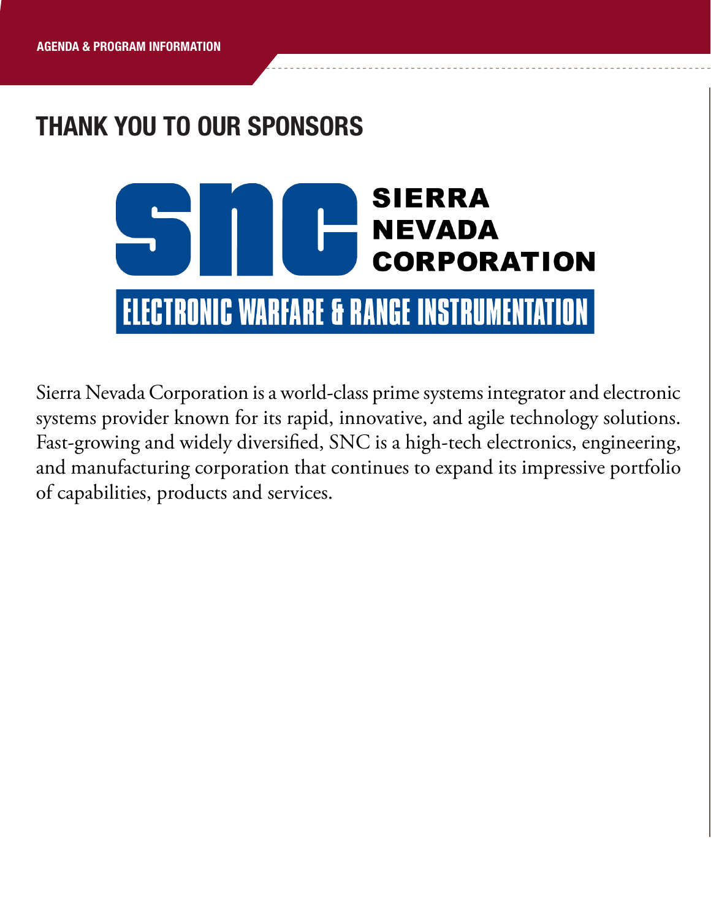## THANK YOU TO OUR SPONSORS

SIERRA NEVADA CORPORATION

ELECTRONIC WARFARE & RANGE INSTRUMENTATION

Sierra Nevada Corporation is a world-class prime systems integrator and electronic systems provider known for its rapid, innovative, and agile technology solutions. Fast-growing and widely diversified, SNC is a high-tech electronics, engineering, and manufacturing corporation that continues to expand its impressive portfolio of capabilities, products and services.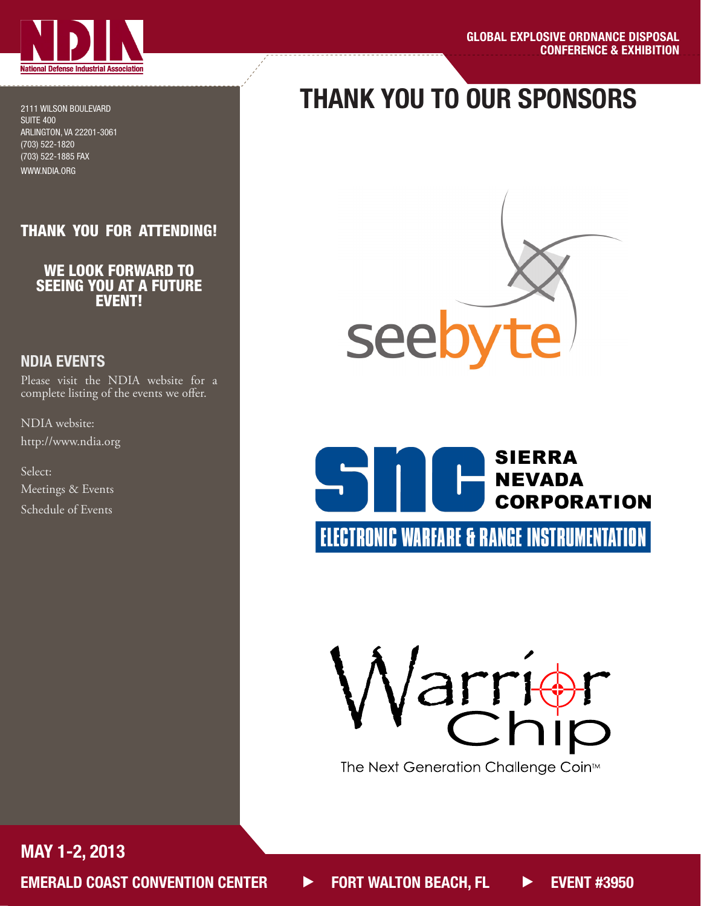GLOBAL EXPLOSIVE ORDNANCE DISPOSAL CONFERENCE & EXHIBITION

2111 WILSON BOULEVARD
SUITE 400
ARLINGTON, VA 22201-3061
(703) 522-1820
(703) 522-1885 FAX
WWW.NDIA.ORG

## THANK YOU FOR ATTENDING!

### WE LOOK FORWARD TO SEEING YOU AT A FUTURE EVENT!

## NDIA EVENTS

Please visit the NDIA website for a complete listing of the events we offer.

NDIA website:
http://www.ndia.org

Select:
Meetings & Events
Schedule of Events

# THANK YOU TO OUR SPONSORS

seebyte

SNC SIERRA NEVADA CORPORATION
ELECTRONIC WARFARE & RANGE INSTRUMENTATION

Warrior Chip
The Next Generation Challenge Coin™

**MAY 1-2, 2013**

**EMERALD COAST CONVENTION CENTER ▶ FORT WALTON BEACH, FL ▶ EVENT #3950**